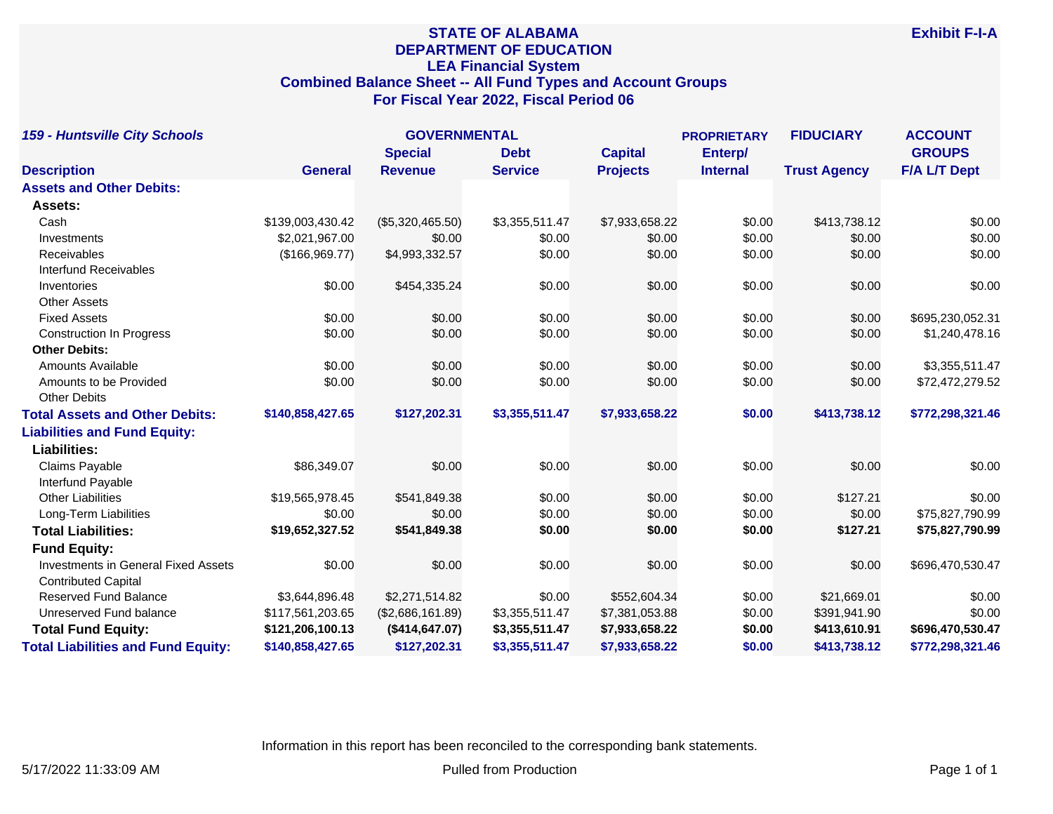# STATE OF ALABAMA
## DEPARTMENT OF EDUCATION
## LEA Financial System
## Combined Balance Sheet -- All Fund Types and Account Groups
## For Fiscal Year 2022, Fiscal Period 06

**Exhibit F-I-A**

| *159 - Huntsville City Schools* | GOVERNMENTAL | | | | PROPRIETARY | FIDUCIARY | ACCOUNT GROUPS |
|---|---|---|---|---|---|---|---|
| **Description** | **General** | **Special Revenue** | **Debt Service** | **Capital Projects** | **Enterp/ Internal** | **Trust Agency** | **F/A L/T Dept** |
| **Assets and Other Debits:** | | | | | | | |
| **Assets:** | | | | | | | |
| Cash | $139,003,430.42 | ($5,320,465.50) | $3,355,511.47 | $7,933,658.22 | $0.00 | $413,738.12 | $0.00 |
| Investments | $2,021,967.00 | $0.00 | $0.00 | $0.00 | $0.00 | $0.00 | $0.00 |
| Receivables | ($166,969.77) | $4,993,332.57 | $0.00 | $0.00 | $0.00 | $0.00 | $0.00 |
| Interfund Receivables | | | | | | | |
| Inventories | $0.00 | $454,335.24 | $0.00 | $0.00 | $0.00 | $0.00 | $0.00 |
| Other Assets | | | | | | | |
| Fixed Assets | $0.00 | $0.00 | $0.00 | $0.00 | $0.00 | $0.00 | $695,230,052.31 |
| Construction In Progress | $0.00 | $0.00 | $0.00 | $0.00 | $0.00 | $0.00 | $1,240,478.16 |
| **Other Debits:** | | | | | | | |
| Amounts Available | $0.00 | $0.00 | $0.00 | $0.00 | $0.00 | $0.00 | $3,355,511.47 |
| Amounts to be Provided | $0.00 | $0.00 | $0.00 | $0.00 | $0.00 | $0.00 | $72,472,279.52 |
| Other Debits | | | | | | | |
| **Total Assets and Other Debits:** | **$140,858,427.65** | **$127,202.31** | **$3,355,511.47** | **$7,933,658.22** | **$0.00** | **$413,738.12** | **$772,298,321.46** |
| **Liabilities and Fund Equity:** | | | | | | | |
| **Liabilities:** | | | | | | | |
| Claims Payable | $86,349.07 | $0.00 | $0.00 | $0.00 | $0.00 | $0.00 | $0.00 |
| Interfund Payable | | | | | | | |
| Other Liabilities | $19,565,978.45 | $541,849.38 | $0.00 | $0.00 | $0.00 | $127.21 | $0.00 |
| Long-Term Liabilities | $0.00 | $0.00 | $0.00 | $0.00 | $0.00 | $0.00 | $75,827,790.99 |
| **Total Liabilities:** | **$19,652,327.52** | **$541,849.38** | **$0.00** | **$0.00** | **$0.00** | **$127.21** | **$75,827,790.99** |
| **Fund Equity:** | | | | | | | |
| Investments in General Fixed Assets | $0.00 | $0.00 | $0.00 | $0.00 | $0.00 | $0.00 | $696,470,530.47 |
| Contributed Capital | | | | | | | |
| Reserved Fund Balance | $3,644,896.48 | $2,271,514.82 | $0.00 | $552,604.34 | $0.00 | $21,669.01 | $0.00 |
| Unreserved Fund balance | $117,561,203.65 | ($2,686,161.89) | $3,355,511.47 | $7,381,053.88 | $0.00 | $391,941.90 | $0.00 |
| **Total Fund Equity:** | **$121,206,100.13** | **($414,647.07)** | **$3,355,511.47** | **$7,933,658.22** | **$0.00** | **$413,610.91** | **$696,470,530.47** |
| **Total Liabilities and Fund Equity:** | **$140,858,427.65** | **$127,202.31** | **$3,355,511.47** | **$7,933,658.22** | **$0.00** | **$413,738.12** | **$772,298,321.46** |

Information in this report has been reconciled to the corresponding bank statements.

5/17/2022 11:33:09 AM | Pulled from Production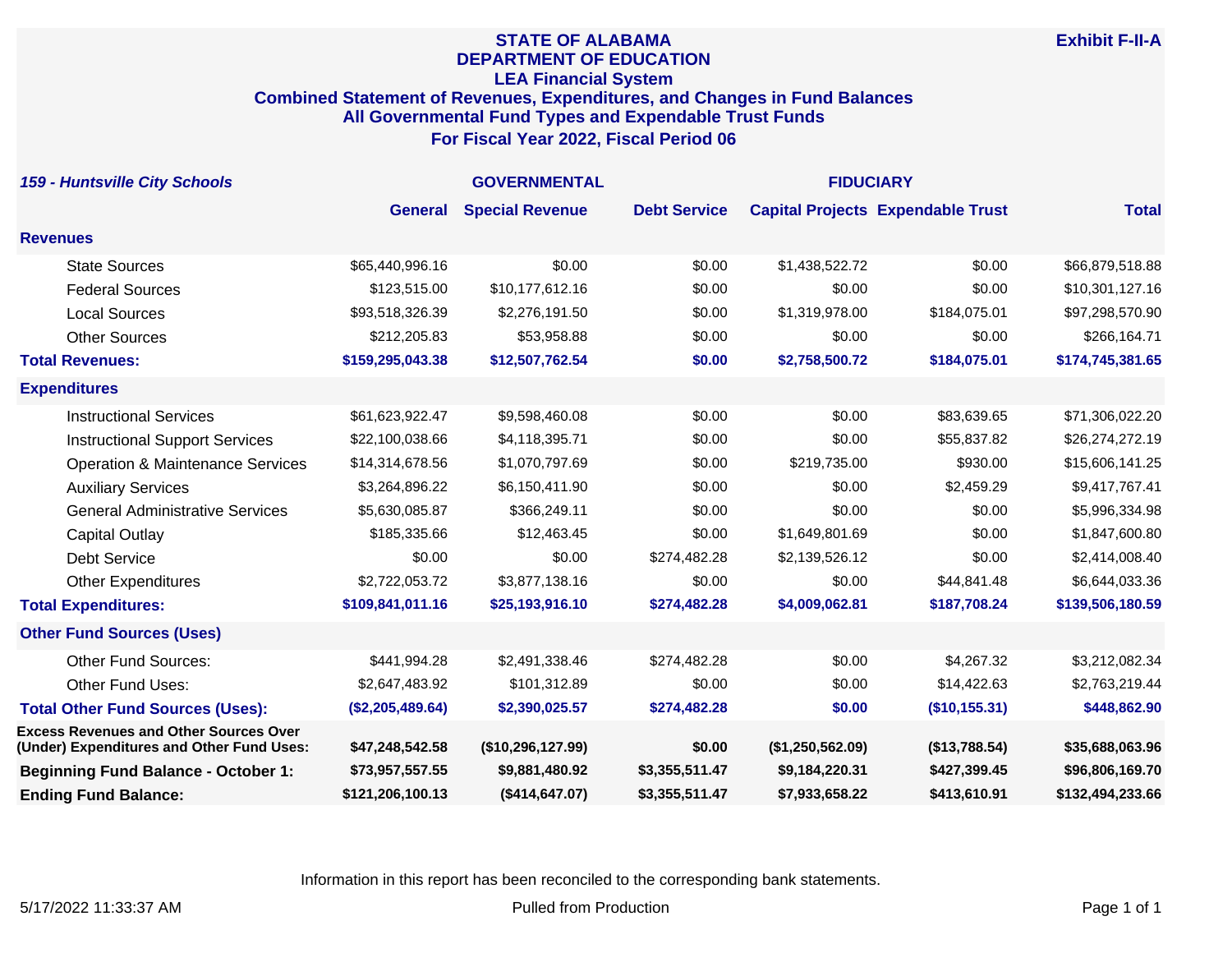# STATE OF ALABAMA
## DEPARTMENT OF EDUCATION
### LEA Financial System
### Combined Statement of Revenues, Expenditures, and Changes in Fund Balances
### All Governmental Fund Types and Expendable Trust Funds
### For Fiscal Year 2022, Fiscal Period 06

**Exhibit F-II-A**

| *159 - Huntsville City Schools* | GOVERNMENTAL | | | | FIDUCIARY | |
|---|---|---|---|---|---|---|
| | **General** | **Special Revenue** | **Debt Service** | **Capital Projects** | **Expendable Trust** | **Total** |
| **Revenues** | | | | | | |
| State Sources | $65,440,996.16 | $0.00 | $0.00 | $1,438,522.72 | $0.00 | $66,879,518.88 |
| Federal Sources | $123,515.00 | $10,177,612.16 | $0.00 | $0.00 | $0.00 | $10,301,127.16 |
| Local Sources | $93,518,326.39 | $2,276,191.50 | $0.00 | $1,319,978.00 | $184,075.01 | $97,298,570.90 |
| Other Sources | $212,205.83 | $53,958.88 | $0.00 | $0.00 | $0.00 | $266,164.71 |
| **Total Revenues:** | **$159,295,043.38** | **$12,507,762.54** | **$0.00** | **$2,758,500.72** | **$184,075.01** | **$174,745,381.65** |
| **Expenditures** | | | | | | |
| Instructional Services | $61,623,922.47 | $9,598,460.08 | $0.00 | $0.00 | $83,639.65 | $71,306,022.20 |
| Instructional Support Services | $22,100,038.66 | $4,118,395.71 | $0.00 | $0.00 | $55,837.82 | $26,274,272.19 |
| Operation & Maintenance Services | $14,314,678.56 | $1,070,797.69 | $0.00 | $219,735.00 | $930.00 | $15,606,141.25 |
| Auxiliary Services | $3,264,896.22 | $6,150,411.90 | $0.00 | $0.00 | $2,459.29 | $9,417,767.41 |
| General Administrative Services | $5,630,085.87 | $366,249.11 | $0.00 | $0.00 | $0.00 | $5,996,334.98 |
| Capital Outlay | $185,335.66 | $12,463.45 | $0.00 | $1,649,801.69 | $0.00 | $1,847,600.80 |
| Debt Service | $0.00 | $0.00 | $274,482.28 | $2,139,526.12 | $0.00 | $2,414,008.40 |
| Other Expenditures | $2,722,053.72 | $3,877,138.16 | $0.00 | $0.00 | $44,841.48 | $6,644,033.36 |
| **Total Expenditures:** | **$109,841,011.16** | **$25,193,916.10** | **$274,482.28** | **$4,009,062.81** | **$187,708.24** | **$139,506,180.59** |
| **Other Fund Sources (Uses)** | | | | | | |
| Other Fund Sources: | $441,994.28 | $2,491,338.46 | $274,482.28 | $0.00 | $4,267.32 | $3,212,082.34 |
| Other Fund Uses: | $2,647,483.92 | $101,312.89 | $0.00 | $0.00 | $14,422.63 | $2,763,219.44 |
| **Total Other Fund Sources (Uses):** | **($2,205,489.64)** | **$2,390,025.57** | **$274,482.28** | **$0.00** | **($10,155.31)** | **$448,862.90** |
| **Excess Revenues and Other Sources Over (Under) Expenditures and Other Fund Uses:** | **$47,248,542.58** | **($10,296,127.99)** | **$0.00** | **($1,250,562.09)** | **($13,788.54)** | **$35,688,063.96** |
| **Beginning Fund Balance - October 1:** | **$73,957,557.55** | **$9,881,480.92** | **$3,355,511.47** | **$9,184,220.31** | **$427,399.45** | **$96,806,169.70** |
| **Ending Fund Balance:** | **$121,206,100.13** | **($414,647.07)** | **$3,355,511.47** | **$7,933,658.22** | **$413,610.91** | **$132,494,233.66** |

Information in this report has been reconciled to the corresponding bank statements.

5/17/2022 11:33:37 AM — Pulled from Production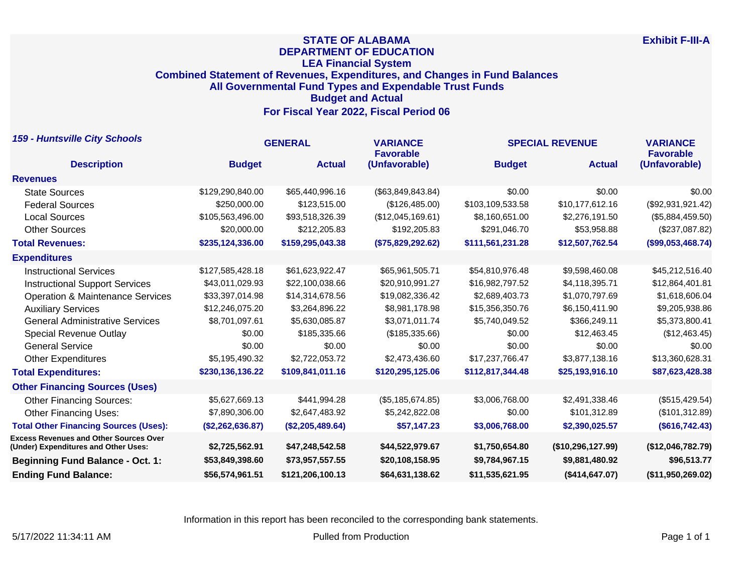# STATE OF ALABAMA
## DEPARTMENT OF EDUCATION
## LEA Financial System
## Combined Statement of Revenues, Expenditures, and Changes in Fund Balances
## All Governmental Fund Types and Expendable Trust Funds
## Budget and Actual
## For Fiscal Year 2022, Fiscal Period 06

**Exhibit F-III-A**

***159 - Huntsville City Schools***

| Description | GENERAL Budget | GENERAL Actual | VARIANCE Favorable (Unfavorable) | SPECIAL REVENUE Budget | SPECIAL REVENUE Actual | VARIANCE Favorable (Unfavorable) |
|---|---|---|---|---|---|---|
| **Revenues** | | | | | | |
| State Sources | $129,290,840.00 | $65,440,996.16 | ($63,849,843.84) | $0.00 | $0.00 | $0.00 |
| Federal Sources | $250,000.00 | $123,515.00 | ($126,485.00) | $103,109,533.58 | $10,177,612.16 | ($92,931,921.42) |
| Local Sources | $105,563,496.00 | $93,518,326.39 | ($12,045,169.61) | $8,160,651.00 | $2,276,191.50 | ($5,884,459.50) |
| Other Sources | $20,000.00 | $212,205.83 | $192,205.83 | $291,046.70 | $53,958.88 | ($237,087.82) |
| **Total Revenues:** | **$235,124,336.00** | **$159,295,043.38** | **($75,829,292.62)** | **$111,561,231.28** | **$12,507,762.54** | **($99,053,468.74)** |
| **Expenditures** | | | | | | |
| Instructional Services | $127,585,428.18 | $61,623,922.47 | $65,961,505.71 | $54,810,976.48 | $9,598,460.08 | $45,212,516.40 |
| Instructional Support Services | $43,011,029.93 | $22,100,038.66 | $20,910,991.27 | $16,982,797.52 | $4,118,395.71 | $12,864,401.81 |
| Operation & Maintenance Services | $33,397,014.98 | $14,314,678.56 | $19,082,336.42 | $2,689,403.73 | $1,070,797.69 | $1,618,606.04 |
| Auxiliary Services | $12,246,075.20 | $3,264,896.22 | $8,981,178.98 | $15,356,350.76 | $6,150,411.90 | $9,205,938.86 |
| General Administrative Services | $8,701,097.61 | $5,630,085.87 | $3,071,011.74 | $5,740,049.52 | $366,249.11 | $5,373,800.41 |
| Special Revenue Outlay | $0.00 | $185,335.66 | ($185,335.66) | $0.00 | $12,463.45 | ($12,463.45) |
| General Service | $0.00 | $0.00 | $0.00 | $0.00 | $0.00 | $0.00 |
| Other Expenditures | $5,195,490.32 | $2,722,053.72 | $2,473,436.60 | $17,237,766.47 | $3,877,138.16 | $13,360,628.31 |
| **Total Expenditures:** | **$230,136,136.22** | **$109,841,011.16** | **$120,295,125.06** | **$112,817,344.48** | **$25,193,916.10** | **$87,623,428.38** |
| **Other Financing Sources (Uses)** | | | | | | |
| Other Financing Sources: | $5,627,669.13 | $441,994.28 | ($5,185,674.85) | $3,006,768.00 | $2,491,338.46 | ($515,429.54) |
| Other Financing Uses: | $7,890,306.00 | $2,647,483.92 | $5,242,822.08 | $0.00 | $101,312.89 | ($101,312.89) |
| **Total Other Financing Sources (Uses):** | **($2,262,636.87)** | **($2,205,489.64)** | **$57,147.23** | **$3,006,768.00** | **$2,390,025.57** | **($616,742.43)** |
| **Excess Revenues and Other Sources Over (Under) Expenditures and Other Uses:** | **$2,725,562.91** | **$47,248,542.58** | **$44,522,979.67** | **$1,750,654.80** | **($10,296,127.99)** | **($12,046,782.79)** |
| **Beginning Fund Balance - Oct. 1:** | **$53,849,398.60** | **$73,957,557.55** | **$20,108,158.95** | **$9,784,967.15** | **$9,881,480.92** | **$96,513.77** |
| **Ending Fund Balance:** | **$56,574,961.51** | **$121,206,100.13** | **$64,631,138.62** | **$11,535,621.95** | **($414,647.07)** | **($11,950,269.02)** |

Information in this report has been reconciled to the corresponding bank statements.

5/17/2022 11:34:11 AM

Pulled from Production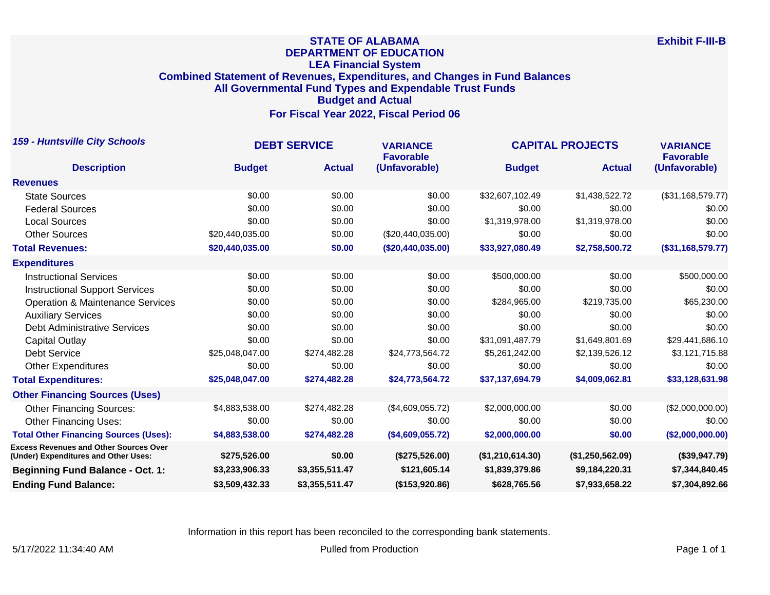**STATE OF ALABAMA**
**DEPARTMENT OF EDUCATION**
**LEA Financial System**
**Combined Statement of Revenues, Expenditures, and Changes in Fund Balances**
**All Governmental Fund Types and Expendable Trust Funds**
**Budget and Actual**
**For Fiscal Year 2022, Fiscal Period 06**

**Exhibit F-III-B**

***159 - Huntsville City Schools***

| Description | DEBT SERVICE Budget | DEBT SERVICE Actual | VARIANCE Favorable (Unfavorable) | CAPITAL PROJECTS Budget | CAPITAL PROJECTS Actual | VARIANCE Favorable (Unfavorable) |
|---|---|---|---|---|---|---|
| **Revenues** | | | | | | |
| State Sources | $0.00 | $0.00 | $0.00 | $32,607,102.49 | $1,438,522.72 | ($31,168,579.77) |
| Federal Sources | $0.00 | $0.00 | $0.00 | $0.00 | $0.00 | $0.00 |
| Local Sources | $0.00 | $0.00 | $0.00 | $1,319,978.00 | $1,319,978.00 | $0.00 |
| Other Sources | $20,440,035.00 | $0.00 | ($20,440,035.00) | $0.00 | $0.00 | $0.00 |
| **Total Revenues:** | **$20,440,035.00** | **$0.00** | **($20,440,035.00)** | **$33,927,080.49** | **$2,758,500.72** | **($31,168,579.77)** |
| **Expenditures** | | | | | | |
| Instructional Services | $0.00 | $0.00 | $0.00 | $500,000.00 | $0.00 | $500,000.00 |
| Instructional Support Services | $0.00 | $0.00 | $0.00 | $0.00 | $0.00 | $0.00 |
| Operation & Maintenance Services | $0.00 | $0.00 | $0.00 | $284,965.00 | $219,735.00 | $65,230.00 |
| Auxiliary Services | $0.00 | $0.00 | $0.00 | $0.00 | $0.00 | $0.00 |
| Debt Administrative Services | $0.00 | $0.00 | $0.00 | $0.00 | $0.00 | $0.00 |
| Capital Outlay | $0.00 | $0.00 | $0.00 | $31,091,487.79 | $1,649,801.69 | $29,441,686.10 |
| Debt Service | $25,048,047.00 | $274,482.28 | $24,773,564.72 | $5,261,242.00 | $2,139,526.12 | $3,121,715.88 |
| Other Expenditures | $0.00 | $0.00 | $0.00 | $0.00 | $0.00 | $0.00 |
| **Total Expenditures:** | **$25,048,047.00** | **$274,482.28** | **$24,773,564.72** | **$37,137,694.79** | **$4,009,062.81** | **$33,128,631.98** |
| **Other Financing Sources (Uses)** | | | | | | |
| Other Financing Sources: | $4,883,538.00 | $274,482.28 | ($4,609,055.72) | $2,000,000.00 | $0.00 | ($2,000,000.00) |
| Other Financing Uses: | $0.00 | $0.00 | $0.00 | $0.00 | $0.00 | $0.00 |
| **Total Other Financing Sources (Uses):** | **$4,883,538.00** | **$274,482.28** | **($4,609,055.72)** | **$2,000,000.00** | **$0.00** | **($2,000,000.00)** |
| **Excess Revenues and Other Sources Over (Under) Expenditures and Other Uses:** | **$275,526.00** | **$0.00** | **($275,526.00)** | **($1,210,614.30)** | **($1,250,562.09)** | **($39,947.79)** |
| **Beginning Fund Balance - Oct. 1:** | **$3,233,906.33** | **$3,355,511.47** | **$121,605.14** | **$1,839,379.86** | **$9,184,220.31** | **$7,344,840.45** |
| **Ending Fund Balance:** | **$3,509,432.33** | **$3,355,511.47** | **($153,920.86)** | **$628,765.56** | **$7,933,658.22** | **$7,304,892.66** |

Information in this report has been reconciled to the corresponding bank statements.

5/17/2022 11:34:40 AM — Pulled from Production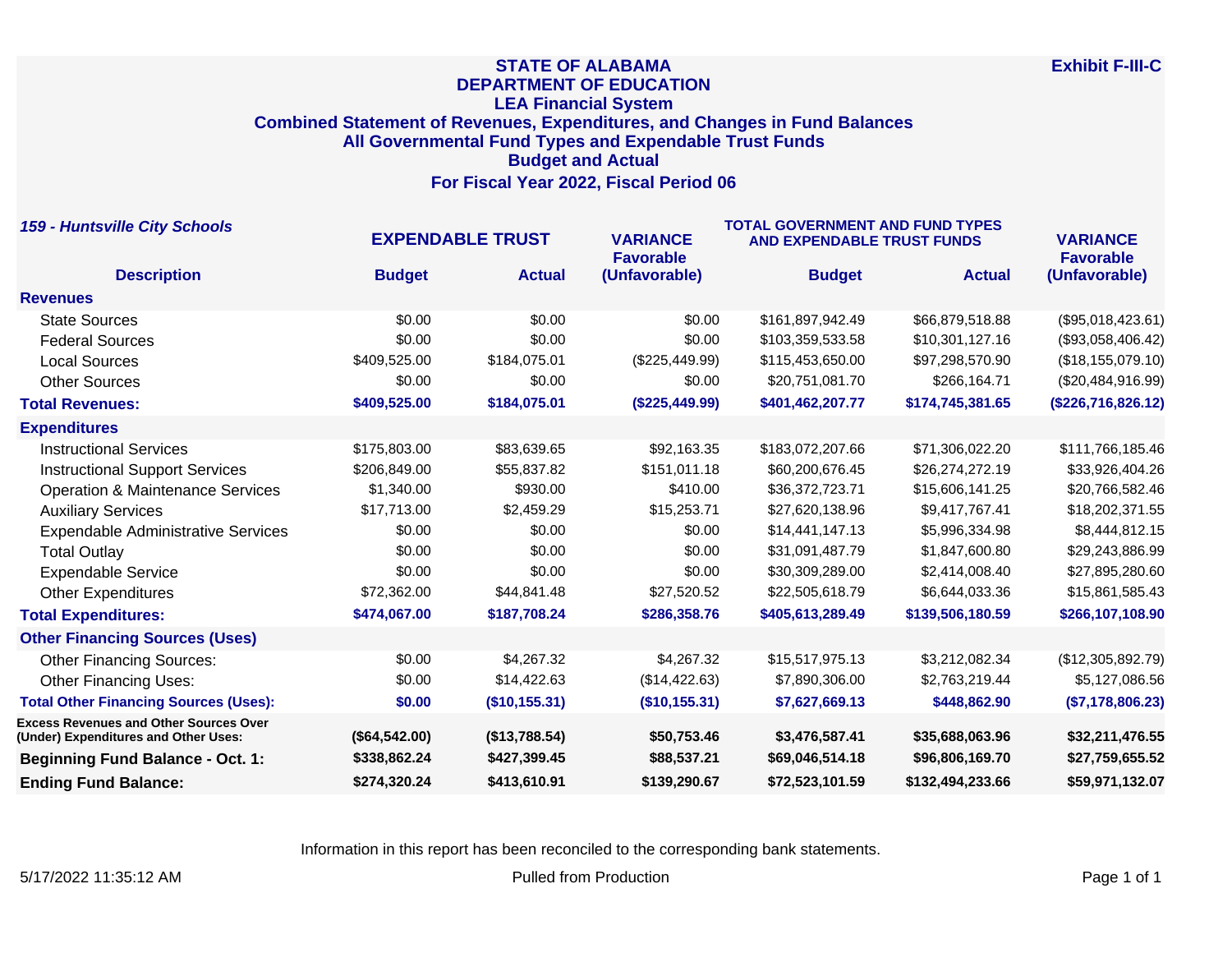**Exhibit F-III-C**

# STATE OF ALABAMA
## DEPARTMENT OF EDUCATION
### LEA Financial System
### Combined Statement of Revenues, Expenditures, and Changes in Fund Balances
### All Governmental Fund Types and Expendable Trust Funds
### Budget and Actual
### For Fiscal Year 2022, Fiscal Period 06

***159 - Huntsville City Schools***

| Description | EXPENDABLE TRUST Budget | EXPENDABLE TRUST Actual | VARIANCE Favorable (Unfavorable) | TOTAL GOVERNMENT AND FUND TYPES AND EXPENDABLE TRUST FUNDS Budget | TOTAL GOVERNMENT AND FUND TYPES AND EXPENDABLE TRUST FUNDS Actual | VARIANCE Favorable (Unfavorable) |
|---|---|---|---|---|---|---|
| **Revenues** | | | | | | |
| State Sources | $0.00 | $0.00 | $0.00 | $161,897,942.49 | $66,879,518.88 | ($95,018,423.61) |
| Federal Sources | $0.00 | $0.00 | $0.00 | $103,359,533.58 | $10,301,127.16 | ($93,058,406.42) |
| Local Sources | $409,525.00 | $184,075.01 | ($225,449.99) | $115,453,650.00 | $97,298,570.90 | ($18,155,079.10) |
| Other Sources | $0.00 | $0.00 | $0.00 | $20,751,081.70 | $266,164.71 | ($20,484,916.99) |
| **Total Revenues:** | **$409,525.00** | **$184,075.01** | **($225,449.99)** | **$401,462,207.77** | **$174,745,381.65** | **($226,716,826.12)** |
| **Expenditures** | | | | | | |
| Instructional Services | $175,803.00 | $83,639.65 | $92,163.35 | $183,072,207.66 | $71,306,022.20 | $111,766,185.46 |
| Instructional Support Services | $206,849.00 | $55,837.82 | $151,011.18 | $60,200,676.45 | $26,274,272.19 | $33,926,404.26 |
| Operation & Maintenance Services | $1,340.00 | $930.00 | $410.00 | $36,372,723.71 | $15,606,141.25 | $20,766,582.46 |
| Auxiliary Services | $17,713.00 | $2,459.29 | $15,253.71 | $27,620,138.96 | $9,417,767.41 | $18,202,371.55 |
| Expendable Administrative Services | $0.00 | $0.00 | $0.00 | $14,441,147.13 | $5,996,334.98 | $8,444,812.15 |
| Total Outlay | $0.00 | $0.00 | $0.00 | $31,091,487.79 | $1,847,600.80 | $29,243,886.99 |
| Expendable Service | $0.00 | $0.00 | $0.00 | $30,309,289.00 | $2,414,008.40 | $27,895,280.60 |
| Other Expenditures | $72,362.00 | $44,841.48 | $27,520.52 | $22,505,618.79 | $6,644,033.36 | $15,861,585.43 |
| **Total Expenditures:** | **$474,067.00** | **$187,708.24** | **$286,358.76** | **$405,613,289.49** | **$139,506,180.59** | **$266,107,108.90** |
| **Other Financing Sources (Uses)** | | | | | | |
| Other Financing Sources: | $0.00 | $4,267.32 | $4,267.32 | $15,517,975.13 | $3,212,082.34 | ($12,305,892.79) |
| Other Financing Uses: | $0.00 | $14,422.63 | ($14,422.63) | $7,890,306.00 | $2,763,219.44 | $5,127,086.56 |
| **Total Other Financing Sources (Uses):** | **$0.00** | **($10,155.31)** | **($10,155.31)** | **$7,627,669.13** | **$448,862.90** | **($7,178,806.23)** |
| **Excess Revenues and Other Sources Over (Under) Expenditures and Other Uses:** | **($64,542.00)** | **($13,788.54)** | **$50,753.46** | **$3,476,587.41** | **$35,688,063.96** | **$32,211,476.55** |
| **Beginning Fund Balance - Oct. 1:** | **$338,862.24** | **$427,399.45** | **$88,537.21** | **$69,046,514.18** | **$96,806,169.70** | **$27,759,655.52** |
| **Ending Fund Balance:** | **$274,320.24** | **$413,610.91** | **$139,290.67** | **$72,523,101.59** | **$132,494,233.66** | **$59,971,132.07** |

Information in this report has been reconciled to the corresponding bank statements.

5/17/2022 11:35:12 AM — Pulled from Production